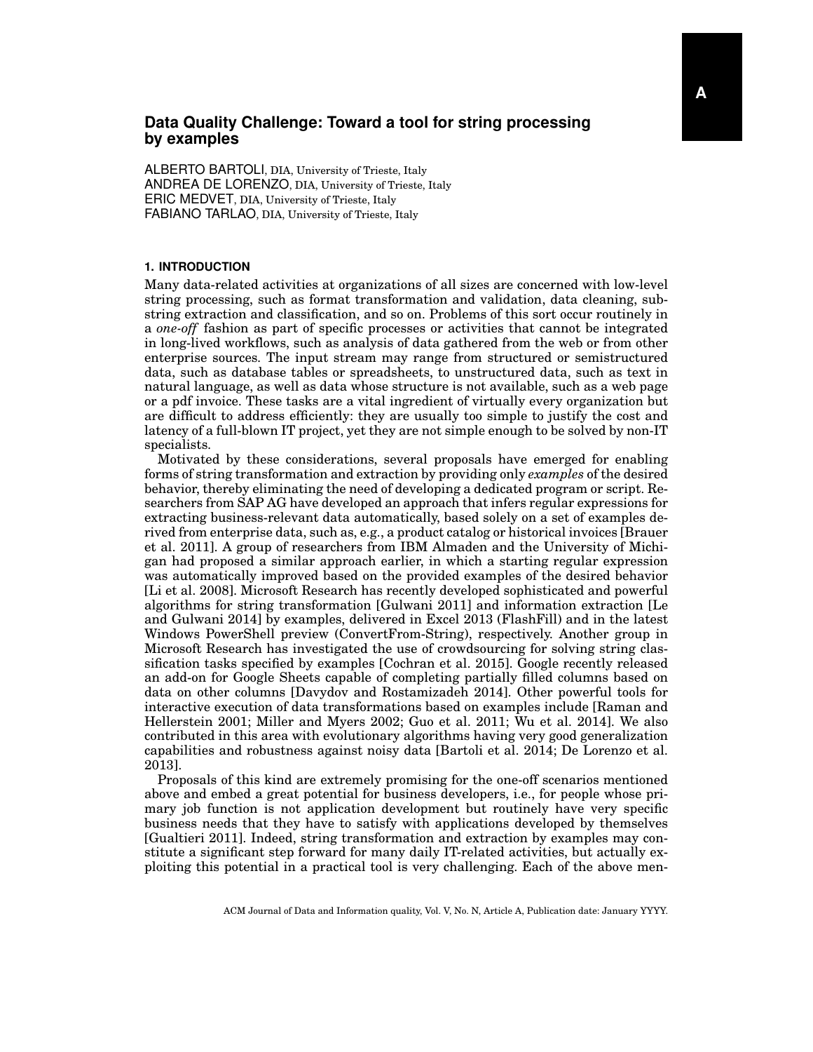# Data Quality Challenge: Toward a tool for string processing by examples

ALBERTO BARTOLI, DIA, University of Trieste, Italy
ANDREA DE LORENZO, DIA, University of Trieste, Italy
ERIC MEDVET, DIA, University of Trieste, Italy
FABIANO TARLAO, DIA, University of Trieste, Italy

## 1. INTRODUCTION

Many data-related activities at organizations of all sizes are concerned with low-level string processing, such as format transformation and validation, data cleaning, substring extraction and classification, and so on. Problems of this sort occur routinely in a *one-off* fashion as part of specific processes or activities that cannot be integrated in long-lived workflows, such as analysis of data gathered from the web or from other enterprise sources. The input stream may range from structured or semistructured data, such as database tables or spreadsheets, to unstructured data, such as text in natural language, as well as data whose structure is not available, such as a web page or a pdf invoice. These tasks are a vital ingredient of virtually every organization but are difficult to address efficiently: they are usually too simple to justify the cost and latency of a full-blown IT project, yet they are not simple enough to be solved by non-IT specialists.

Motivated by these considerations, several proposals have emerged for enabling forms of string transformation and extraction by providing only *examples* of the desired behavior, thereby eliminating the need of developing a dedicated program or script. Researchers from SAP AG have developed an approach that infers regular expressions for extracting business-relevant data automatically, based solely on a set of examples derived from enterprise data, such as, e.g., a product catalog or historical invoices [Brauer et al. 2011]. A group of researchers from IBM Almaden and the University of Michigan had proposed a similar approach earlier, in which a starting regular expression was automatically improved based on the provided examples of the desired behavior [Li et al. 2008]. Microsoft Research has recently developed sophisticated and powerful algorithms for string transformation [Gulwani 2011] and information extraction [Le and Gulwani 2014] by examples, delivered in Excel 2013 (FlashFill) and in the latest Windows PowerShell preview (ConvertFrom-String), respectively. Another group in Microsoft Research has investigated the use of crowdsourcing for solving string classification tasks specified by examples [Cochran et al. 2015]. Google recently released an add-on for Google Sheets capable of completing partially filled columns based on data on other columns [Davydov and Rostamizadeh 2014]. Other powerful tools for interactive execution of data transformations based on examples include [Raman and Hellerstein 2001; Miller and Myers 2002; Guo et al. 2011; Wu et al. 2014]. We also contributed in this area with evolutionary algorithms having very good generalization capabilities and robustness against noisy data [Bartoli et al. 2014; De Lorenzo et al. 2013].

Proposals of this kind are extremely promising for the one-off scenarios mentioned above and embed a great potential for business developers, i.e., for people whose primary job function is not application development but routinely have very specific business needs that they have to satisfy with applications developed by themselves [Gualtieri 2011]. Indeed, string transformation and extraction by examples may constitute a significant step forward for many daily IT-related activities, but actually exploiting this potential in a practical tool is very challenging. Each of the above men-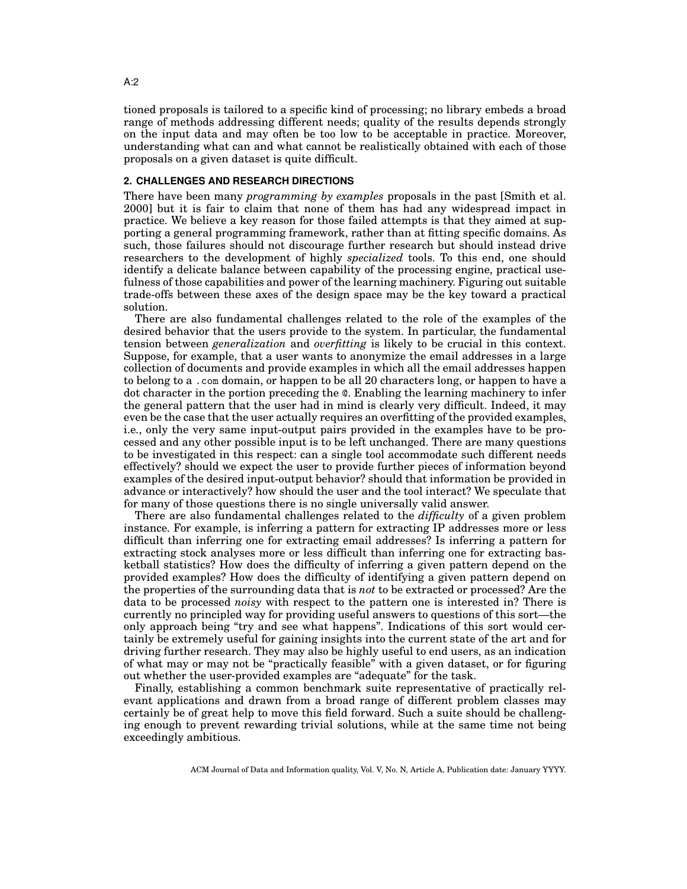tioned proposals is tailored to a specific kind of processing; no library embeds a broad range of methods addressing different needs; quality of the results depends strongly on the input data and may often be too low to be acceptable in practice. Moreover, understanding what can and what cannot be realistically obtained with each of those proposals on a given dataset is quite difficult.

## 2. CHALLENGES AND RESEARCH DIRECTIONS

There have been many *programming by examples* proposals in the past [Smith et al. 2000] but it is fair to claim that none of them has had any widespread impact in practice. We believe a key reason for those failed attempts is that they aimed at supporting a general programming framework, rather than at fitting specific domains. As such, those failures should not discourage further research but should instead drive researchers to the development of highly *specialized* tools. To this end, one should identify a delicate balance between capability of the processing engine, practical usefulness of those capabilities and power of the learning machinery. Figuring out suitable trade-offs between these axes of the design space may be the key toward a practical solution.

There are also fundamental challenges related to the role of the examples of the desired behavior that the users provide to the system. In particular, the fundamental tension between *generalization* and *overfitting* is likely to be crucial in this context. Suppose, for example, that a user wants to anonymize the email addresses in a large collection of documents and provide examples in which all the email addresses happen to belong to a `.com` domain, or happen to be all 20 characters long, or happen to have a dot character in the portion preceding the `@`. Enabling the learning machinery to infer the general pattern that the user had in mind is clearly very difficult. Indeed, it may even be the case that the user actually requires an overfitting of the provided examples, i.e., only the very same input-output pairs provided in the examples have to be processed and any other possible input is to be left unchanged. There are many questions to be investigated in this respect: can a single tool accommodate such different needs effectively? should we expect the user to provide further pieces of information beyond examples of the desired input-output behavior? should that information be provided in advance or interactively? how should the user and the tool interact? We speculate that for many of those questions there is no single universally valid answer.

There are also fundamental challenges related to the *difficulty* of a given problem instance. For example, is inferring a pattern for extracting IP addresses more or less difficult than inferring one for extracting email addresses? Is inferring a pattern for extracting stock analyses more or less difficult than inferring one for extracting basketball statistics? How does the difficulty of inferring a given pattern depend on the provided examples? How does the difficulty of identifying a given pattern depend on the properties of the surrounding data that is *not* to be extracted or processed? Are the data to be processed *noisy* with respect to the pattern one is interested in? There is currently no principled way for providing useful answers to questions of this sort—the only approach being "try and see what happens". Indications of this sort would certainly be extremely useful for gaining insights into the current state of the art and for driving further research. They may also be highly useful to end users, as an indication of what may or may not be "practically feasible" with a given dataset, or for figuring out whether the user-provided examples are "adequate" for the task.

Finally, establishing a common benchmark suite representative of practically relevant applications and drawn from a broad range of different problem classes may certainly be of great help to move this field forward. Such a suite should be challenging enough to prevent rewarding trivial solutions, while at the same time not being exceedingly ambitious.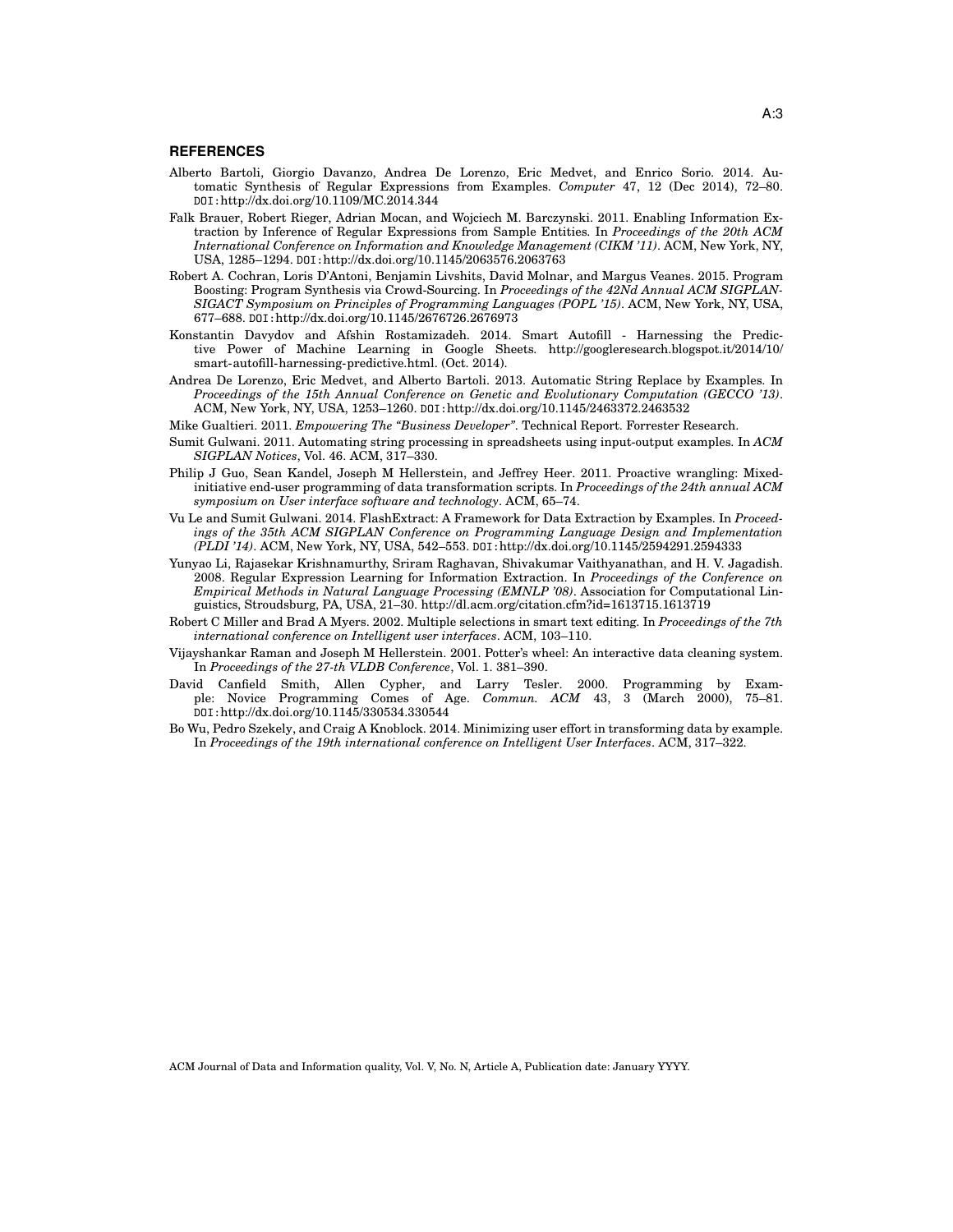## REFERENCES

Alberto Bartoli, Giorgio Davanzo, Andrea De Lorenzo, Eric Medvet, and Enrico Sorio. 2014. Automatic Synthesis of Regular Expressions from Examples. *Computer* 47, 12 (Dec 2014), 72–80. DOI: http://dx.doi.org/10.1109/MC.2014.344

Falk Brauer, Robert Rieger, Adrian Mocan, and Wojciech M. Barczynski. 2011. Enabling Information Extraction by Inference of Regular Expressions from Sample Entities. In *Proceedings of the 20th ACM International Conference on Information and Knowledge Management (CIKM '11)*. ACM, New York, NY, USA, 1285–1294. DOI: http://dx.doi.org/10.1145/2063576.2063763

Robert A. Cochran, Loris D'Antoni, Benjamin Livshits, David Molnar, and Margus Veanes. 2015. Program Boosting: Program Synthesis via Crowd-Sourcing. In *Proceedings of the 42Nd Annual ACM SIGPLAN-SIGACT Symposium on Principles of Programming Languages (POPL '15)*. ACM, New York, NY, USA, 677–688. DOI: http://dx.doi.org/10.1145/2676726.2676973

Konstantin Davydov and Afshin Rostamizadeh. 2014. Smart Autofill - Harnessing the Predictive Power of Machine Learning in Google Sheets. http://googleresearch.blogspot.it/2014/10/smart-autofill-harnessing-predictive.html. (Oct. 2014).

Andrea De Lorenzo, Eric Medvet, and Alberto Bartoli. 2013. Automatic String Replace by Examples. In *Proceedings of the 15th Annual Conference on Genetic and Evolutionary Computation (GECCO '13)*. ACM, New York, NY, USA, 1253–1260. DOI: http://dx.doi.org/10.1145/2463372.2463532

Mike Gualtieri. 2011. *Empowering The "Business Developer"*. Technical Report. Forrester Research.

Sumit Gulwani. 2011. Automating string processing in spreadsheets using input-output examples. In *ACM SIGPLAN Notices*, Vol. 46. ACM, 317–330.

Philip J Guo, Sean Kandel, Joseph M Hellerstein, and Jeffrey Heer. 2011. Proactive wrangling: Mixed-initiative end-user programming of data transformation scripts. In *Proceedings of the 24th annual ACM symposium on User interface software and technology*. ACM, 65–74.

Vu Le and Sumit Gulwani. 2014. FlashExtract: A Framework for Data Extraction by Examples. In *Proceedings of the 35th ACM SIGPLAN Conference on Programming Language Design and Implementation (PLDI '14)*. ACM, New York, NY, USA, 542–553. DOI: http://dx.doi.org/10.1145/2594291.2594333

Yunyao Li, Rajasekar Krishnamurthy, Sriram Raghavan, Shivakumar Vaithyanathan, and H. V. Jagadish. 2008. Regular Expression Learning for Information Extraction. In *Proceedings of the Conference on Empirical Methods in Natural Language Processing (EMNLP '08)*. Association for Computational Linguistics, Stroudsburg, PA, USA, 21–30. http://dl.acm.org/citation.cfm?id=1613715.1613719

Robert C Miller and Brad A Myers. 2002. Multiple selections in smart text editing. In *Proceedings of the 7th international conference on Intelligent user interfaces*. ACM, 103–110.

Vijayshankar Raman and Joseph M Hellerstein. 2001. Potter's wheel: An interactive data cleaning system. In *Proceedings of the 27-th VLDB Conference*, Vol. 1. 381–390.

David Canfield Smith, Allen Cypher, and Larry Tesler. 2000. Programming by Example: Novice Programming Comes of Age. *Commun. ACM* 43, 3 (March 2000), 75–81. DOI: http://dx.doi.org/10.1145/330534.330544

Bo Wu, Pedro Szekely, and Craig A Knoblock. 2014. Minimizing user effort in transforming data by example. In *Proceedings of the 19th international conference on Intelligent User Interfaces*. ACM, 317–322.